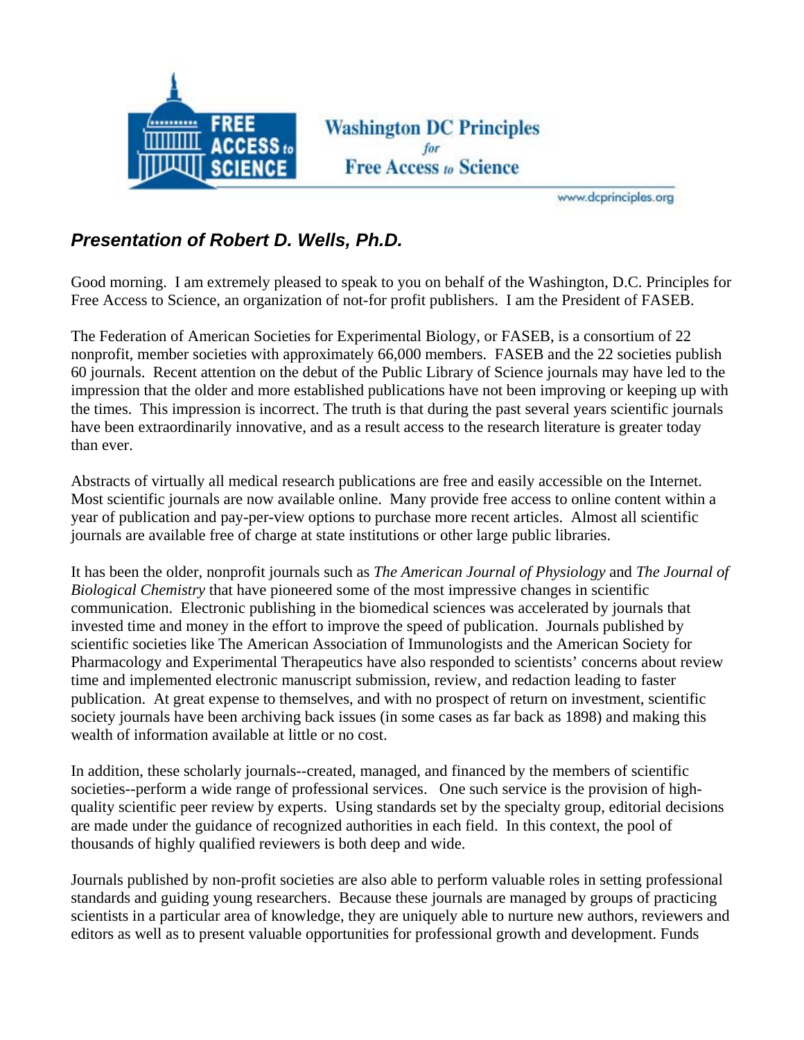Washington DC Principles *for* Free Access *to* Science

www.dcprinciples.org

## *Presentation of Robert D. Wells, Ph.D.*

Good morning. I am extremely pleased to speak to you on behalf of the Washington, D.C. Principles for Free Access to Science, an organization of not-for profit publishers. I am the President of FASEB.

The Federation of American Societies for Experimental Biology, or FASEB, is a consortium of 22 nonprofit, member societies with approximately 66,000 members. FASEB and the 22 societies publish 60 journals. Recent attention on the debut of the Public Library of Science journals may have led to the impression that the older and more established publications have not been improving or keeping up with the times. This impression is incorrect. The truth is that during the past several years scientific journals have been extraordinarily innovative, and as a result access to the research literature is greater today than ever.

Abstracts of virtually all medical research publications are free and easily accessible on the Internet. Most scientific journals are now available online. Many provide free access to online content within a year of publication and pay-per-view options to purchase more recent articles. Almost all scientific journals are available free of charge at state institutions or other large public libraries.

It has been the older, nonprofit journals such as *The American Journal of Physiology* and *The Journal of Biological Chemistry* that have pioneered some of the most impressive changes in scientific communication. Electronic publishing in the biomedical sciences was accelerated by journals that invested time and money in the effort to improve the speed of publication. Journals published by scientific societies like The American Association of Immunologists and the American Society for Pharmacology and Experimental Therapeutics have also responded to scientists' concerns about review time and implemented electronic manuscript submission, review, and redaction leading to faster publication. At great expense to themselves, and with no prospect of return on investment, scientific society journals have been archiving back issues (in some cases as far back as 1898) and making this wealth of information available at little or no cost.

In addition, these scholarly journals--created, managed, and financed by the members of scientific societies--perform a wide range of professional services. One such service is the provision of high-quality scientific peer review by experts. Using standards set by the specialty group, editorial decisions are made under the guidance of recognized authorities in each field. In this context, the pool of thousands of highly qualified reviewers is both deep and wide.

Journals published by non-profit societies are also able to perform valuable roles in setting professional standards and guiding young researchers. Because these journals are managed by groups of practicing scientists in a particular area of knowledge, they are uniquely able to nurture new authors, reviewers and editors as well as to present valuable opportunities for professional growth and development. Funds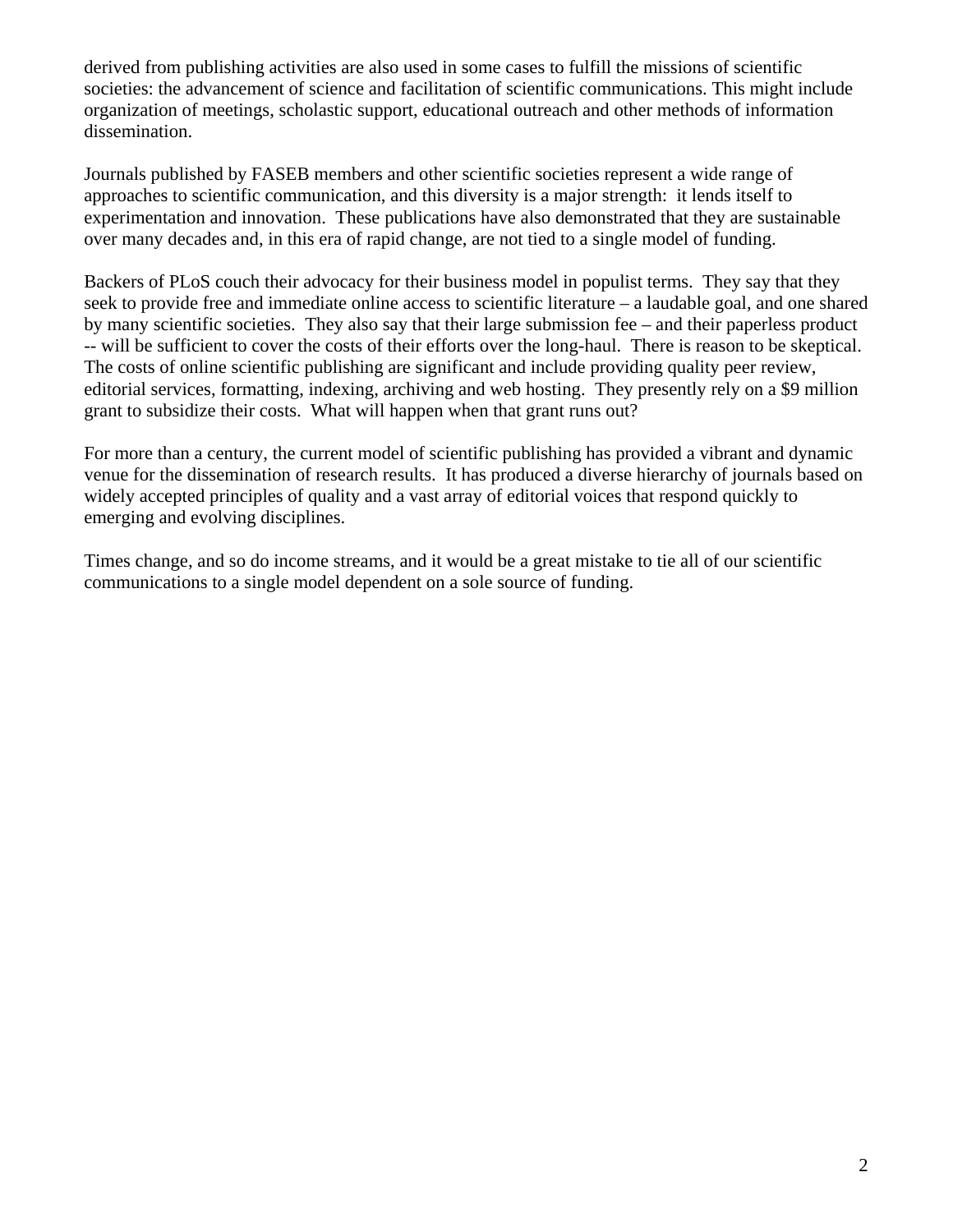derived from publishing activities are also used in some cases to fulfill the missions of scientific societies: the advancement of science and facilitation of scientific communications. This might include organization of meetings, scholastic support, educational outreach and other methods of information dissemination.

Journals published by FASEB members and other scientific societies represent a wide range of approaches to scientific communication, and this diversity is a major strength: it lends itself to experimentation and innovation. These publications have also demonstrated that they are sustainable over many decades and, in this era of rapid change, are not tied to a single model of funding.

Backers of PLoS couch their advocacy for their business model in populist terms. They say that they seek to provide free and immediate online access to scientific literature – a laudable goal, and one shared by many scientific societies. They also say that their large submission fee – and their paperless product -- will be sufficient to cover the costs of their efforts over the long-haul. There is reason to be skeptical. The costs of online scientific publishing are significant and include providing quality peer review, editorial services, formatting, indexing, archiving and web hosting. They presently rely on a $9 million grant to subsidize their costs. What will happen when that grant runs out?

For more than a century, the current model of scientific publishing has provided a vibrant and dynamic venue for the dissemination of research results. It has produced a diverse hierarchy of journals based on widely accepted principles of quality and a vast array of editorial voices that respond quickly to emerging and evolving disciplines.

Times change, and so do income streams, and it would be a great mistake to tie all of our scientific communications to a single model dependent on a sole source of funding.